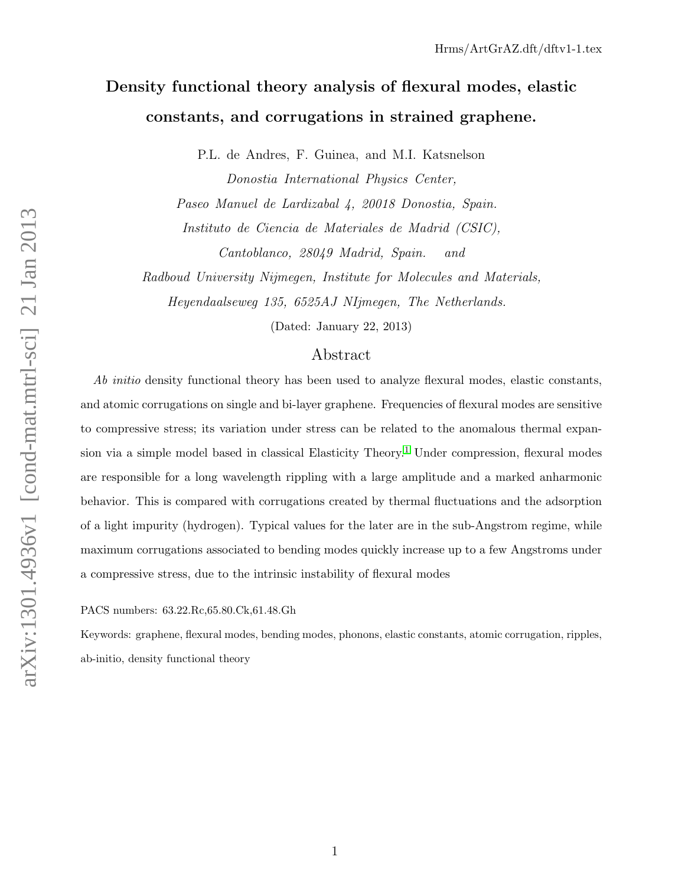# Density functional theory analysis of flexural modes, elastic constants, and corrugations in strained graphene.

P.L. de Andres, F. Guinea, and M.I. Katsnelson

*Donostia International Physics Center,*
*Paseo Manuel de Lardizabal 4, 20018 Donostia, Spain.*
*Instituto de Ciencia de Materiales de Madrid (CSIC),*
*Cantoblanco, 28049 Madrid, Spain.* and
*Radboud University Nijmegen, Institute for Molecules and Materials,*
*Heyendaalseweg 135, 6525AJ NIjmegen, The Netherlands.*

(Dated: January 22, 2013)

## Abstract

*Ab initio* density functional theory has been used to analyze flexural modes, elastic constants, and atomic corrugations on single and bi-layer graphene. Frequencies of flexural modes are sensitive to compressive stress; its variation under stress can be related to the anomalous thermal expansion via a simple model based in classical Elasticity Theory.[1] Under compression, flexural modes are responsible for a long wavelength rippling with a large amplitude and a marked anharmonic behavior. This is compared with corrugations created by thermal fluctuations and the adsorption of a light impurity (hydrogen). Typical values for the later are in the sub-Angstrom regime, while maximum corrugations associated to bending modes quickly increase up to a few Angstroms under a compressive stress, due to the intrinsic instability of flexural modes

PACS numbers: 63.22.Rc,65.80.Ck,61.48.Gh

Keywords: graphene, flexural modes, bending modes, phonons, elastic constants, atomic corrugation, ripples, ab-initio, density functional theory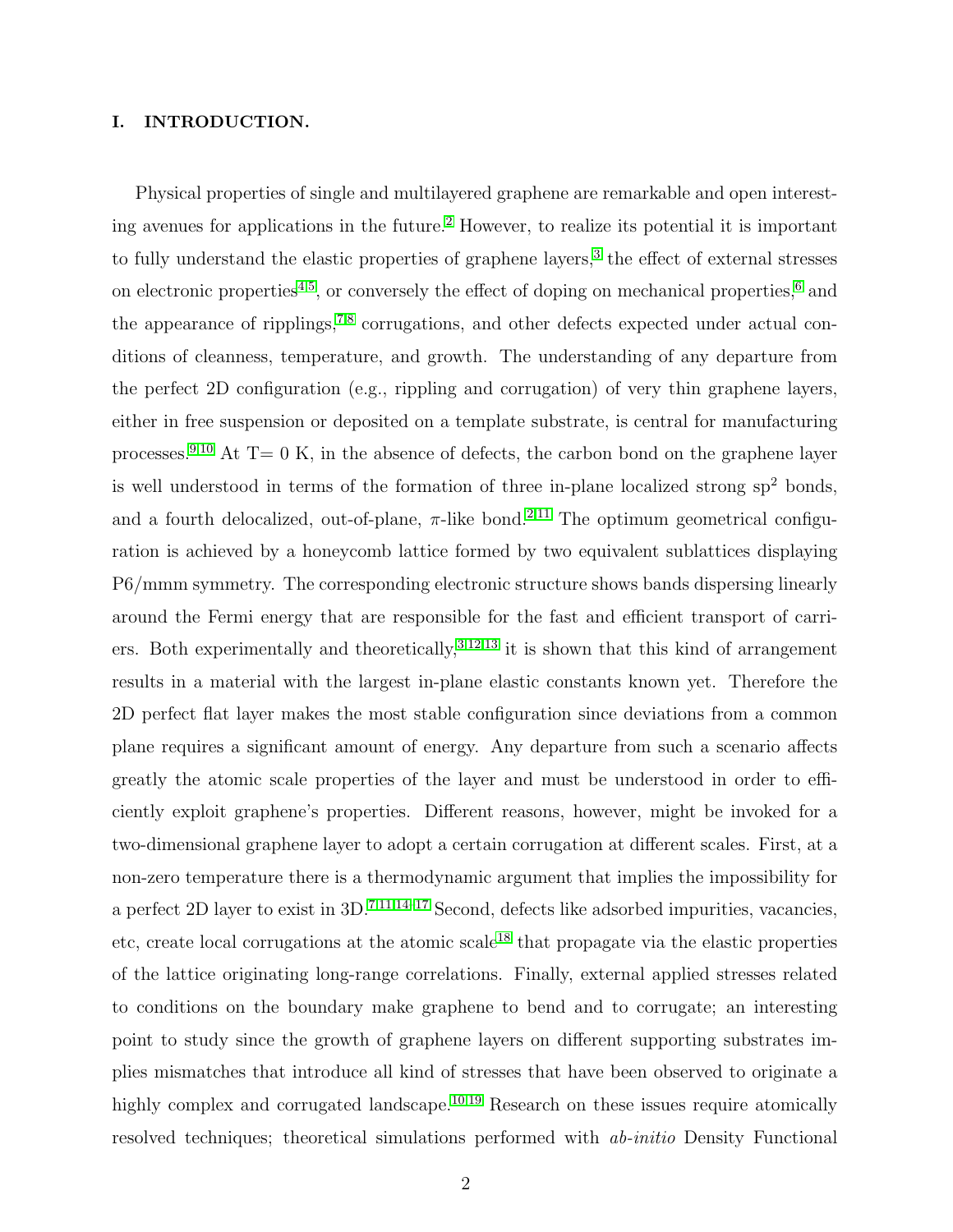## I. INTRODUCTION.

Physical properties of single and multilayered graphene are remarkable and open interesting avenues for applications in the future.[2] However, to realize its potential it is important to fully understand the elastic properties of graphene layers,[3] the effect of external stresses on electronic properties[4,5], or conversely the effect of doping on mechanical properties,[6] and the appearance of ripplings,[7,8] corrugations, and other defects expected under actual conditions of cleanness, temperature, and growth. The understanding of any departure from the perfect 2D configuration (e.g., rippling and corrugation) of very thin graphene layers, either in free suspension or deposited on a template substrate, is central for manufacturing processes.[9,10] At T= 0 K, in the absence of defects, the carbon bond on the graphene layer is well understood in terms of the formation of three in-plane localized strong $sp^2$ bonds, and a fourth delocalized, out-of-plane, $\pi$-like bond.[2,11] The optimum geometrical configuration is achieved by a honeycomb lattice formed by two equivalent sublattices displaying P6/mmm symmetry. The corresponding electronic structure shows bands dispersing linearly around the Fermi energy that are responsible for the fast and efficient transport of carriers. Both experimentally and theoretically,[3,12,13] it is shown that this kind of arrangement results in a material with the largest in-plane elastic constants known yet. Therefore the 2D perfect flat layer makes the most stable configuration since deviations from a common plane requires a significant amount of energy. Any departure from such a scenario affects greatly the atomic scale properties of the layer and must be understood in order to efficiently exploit graphene's properties. Different reasons, however, might be invoked for a two-dimensional graphene layer to adopt a certain corrugation at different scales. First, at a non-zero temperature there is a thermodynamic argument that implies the impossibility for a perfect 2D layer to exist in 3D.[7,11,14–17] Second, defects like adsorbed impurities, vacancies, etc, create local corrugations at the atomic scale[18] that propagate via the elastic properties of the lattice originating long-range correlations. Finally, external applied stresses related to conditions on the boundary make graphene to bend and to corrugate; an interesting point to study since the growth of graphene layers on different supporting substrates implies mismatches that introduce all kind of stresses that have been observed to originate a highly complex and corrugated landscape.[10,19] Research on these issues require atomically resolved techniques; theoretical simulations performed with *ab-initio* Density Functional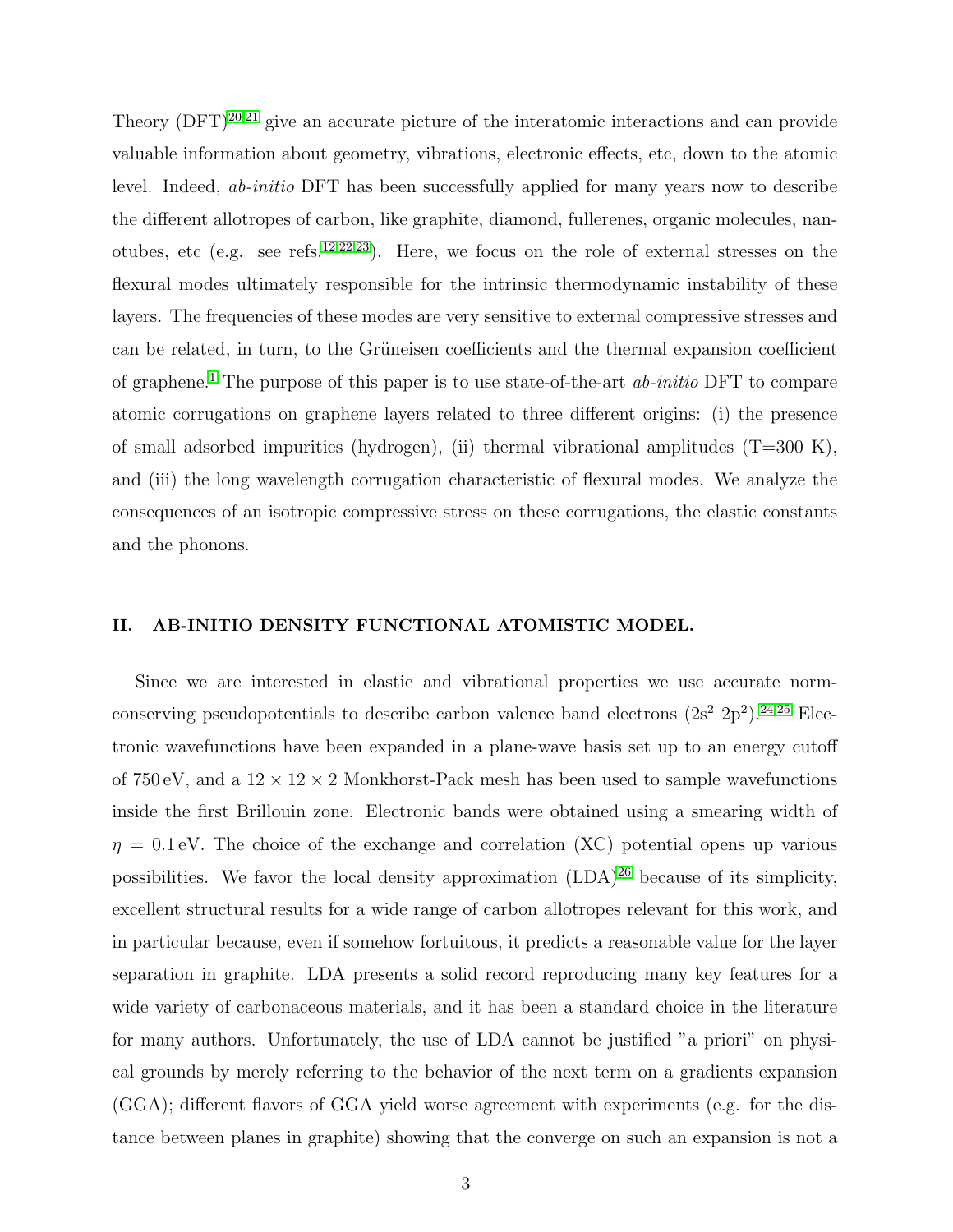Theory (DFT)[20,21] give an accurate picture of the interatomic interactions and can provide valuable information about geometry, vibrations, electronic effects, etc, down to the atomic level. Indeed, *ab-initio* DFT has been successfully applied for many years now to describe the different allotropes of carbon, like graphite, diamond, fullerenes, organic molecules, nanotubes, etc (e.g. see refs.[12,22,23]). Here, we focus on the role of external stresses on the flexural modes ultimately responsible for the intrinsic thermodynamic instability of these layers. The frequencies of these modes are very sensitive to external compressive stresses and can be related, in turn, to the Grüneisen coefficients and the thermal expansion coefficient of graphene.[1] The purpose of this paper is to use state-of-the-art *ab-initio* DFT to compare atomic corrugations on graphene layers related to three different origins: (i) the presence of small adsorbed impurities (hydrogen), (ii) thermal vibrational amplitudes (T=300 K), and (iii) the long wavelength corrugation characteristic of flexural modes. We analyze the consequences of an isotropic compressive stress on these corrugations, the elastic constants and the phonons.

## II. AB-INITIO DENSITY FUNCTIONAL ATOMISTIC MODEL.

Since we are interested in elastic and vibrational properties we use accurate norm-conserving pseudopotentials to describe carbon valence band electrons ($2s^2$ $2p^2$).[24,25] Electronic wavefunctions have been expanded in a plane-wave basis set up to an energy cutoff of 750 eV, and a $12 \times 12 \times 2$ Monkhorst-Pack mesh has been used to sample wavefunctions inside the first Brillouin zone. Electronic bands were obtained using a smearing width of $\eta = 0.1$ eV. The choice of the exchange and correlation (XC) potential opens up various possibilities. We favor the local density approximation (LDA)[26] because of its simplicity, excellent structural results for a wide range of carbon allotropes relevant for this work, and in particular because, even if somehow fortuitous, it predicts a reasonable value for the layer separation in graphite. LDA presents a solid record reproducing many key features for a wide variety of carbonaceous materials, and it has been a standard choice in the literature for many authors. Unfortunately, the use of LDA cannot be justified "a priori" on physical grounds by merely referring to the behavior of the next term on a gradients expansion (GGA); different flavors of GGA yield worse agreement with experiments (e.g. for the distance between planes in graphite) showing that the converge on such an expansion is not a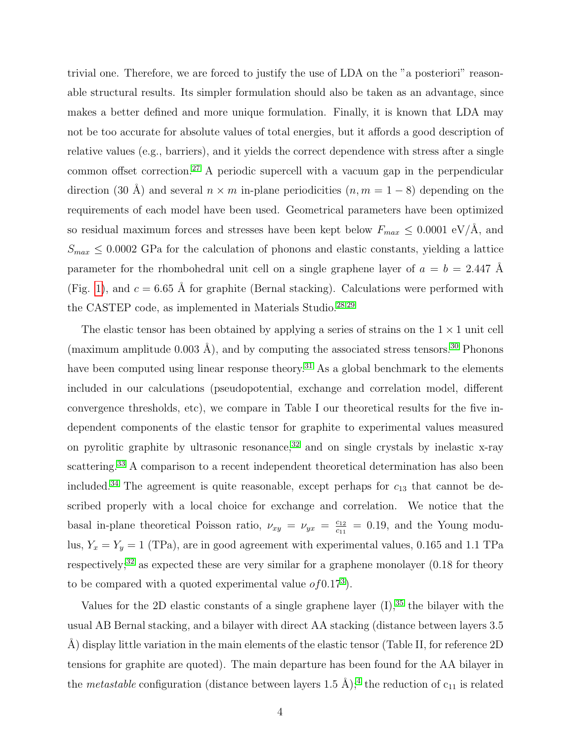trivial one. Therefore, we are forced to justify the use of LDA on the "a posteriori" reasonable structural results. Its simpler formulation should also be taken as an advantage, since makes a better defined and more unique formulation. Finally, it is known that LDA may not be too accurate for absolute values of total energies, but it affords a good description of relative values (e.g., barriers), and it yields the correct dependence with stress after a single common offset correction.[27] A periodic supercell with a vacuum gap in the perpendicular direction (30 Å) and several $n \times m$ in-plane periodicities ($n, m = 1 - 8$) depending on the requirements of each model have been used. Geometrical parameters have been optimized so residual maximum forces and stresses have been kept below $F_{max} \leq 0.0001$ eV/Å, and $S_{max} \leq 0.0002$ GPa for the calculation of phonons and elastic constants, yielding a lattice parameter for the rhombohedral unit cell on a single graphene layer of $a = b = 2.447$ Å (Fig. 1), and $c = 6.65$ Å for graphite (Bernal stacking). Calculations were performed with the CASTEP code, as implemented in Materials Studio.[28,29]

The elastic tensor has been obtained by applying a series of strains on the $1 \times 1$ unit cell (maximum amplitude 0.003 Å), and by computing the associated stress tensors.[30] Phonons have been computed using linear response theory.[31] As a global benchmark to the elements included in our calculations (pseudopotential, exchange and correlation model, different convergence thresholds, etc), we compare in Table I our theoretical results for the five independent components of the elastic tensor for graphite to experimental values measured on pyrolitic graphite by ultrasonic resonance,[32] and on single crystals by inelastic x-ray scattering.[33] A comparison to a recent independent theoretical determination has also been included.[34] The agreement is quite reasonable, except perhaps for $c_{13}$ that cannot be described properly with a local choice for exchange and correlation. We notice that the basal in-plane theoretical Poisson ratio, $\nu_{xy} = \nu_{yx} = \frac{c_{12}}{c_{11}} = 0.19$, and the Young modulus, $Y_x = Y_y = 1$ (TPa), are in good agreement with experimental values, 0.165 and 1.1 TPa respectively;[32] as expected these are very similar for a graphene monolayer (0.18 for theory to be compared with a quoted experimental value $of 0.17$[3]).

Values for the 2D elastic constants of a single graphene layer (I),[35] the bilayer with the usual AB Bernal stacking, and a bilayer with direct AA stacking (distance between layers 3.5 Å) display little variation in the main elements of the elastic tensor (Table II, for reference 2D tensions for graphite are quoted). The main departure has been found for the AA bilayer in the *metastable* configuration (distance between layers 1.5 Å);[4] the reduction of $c_{11}$ is related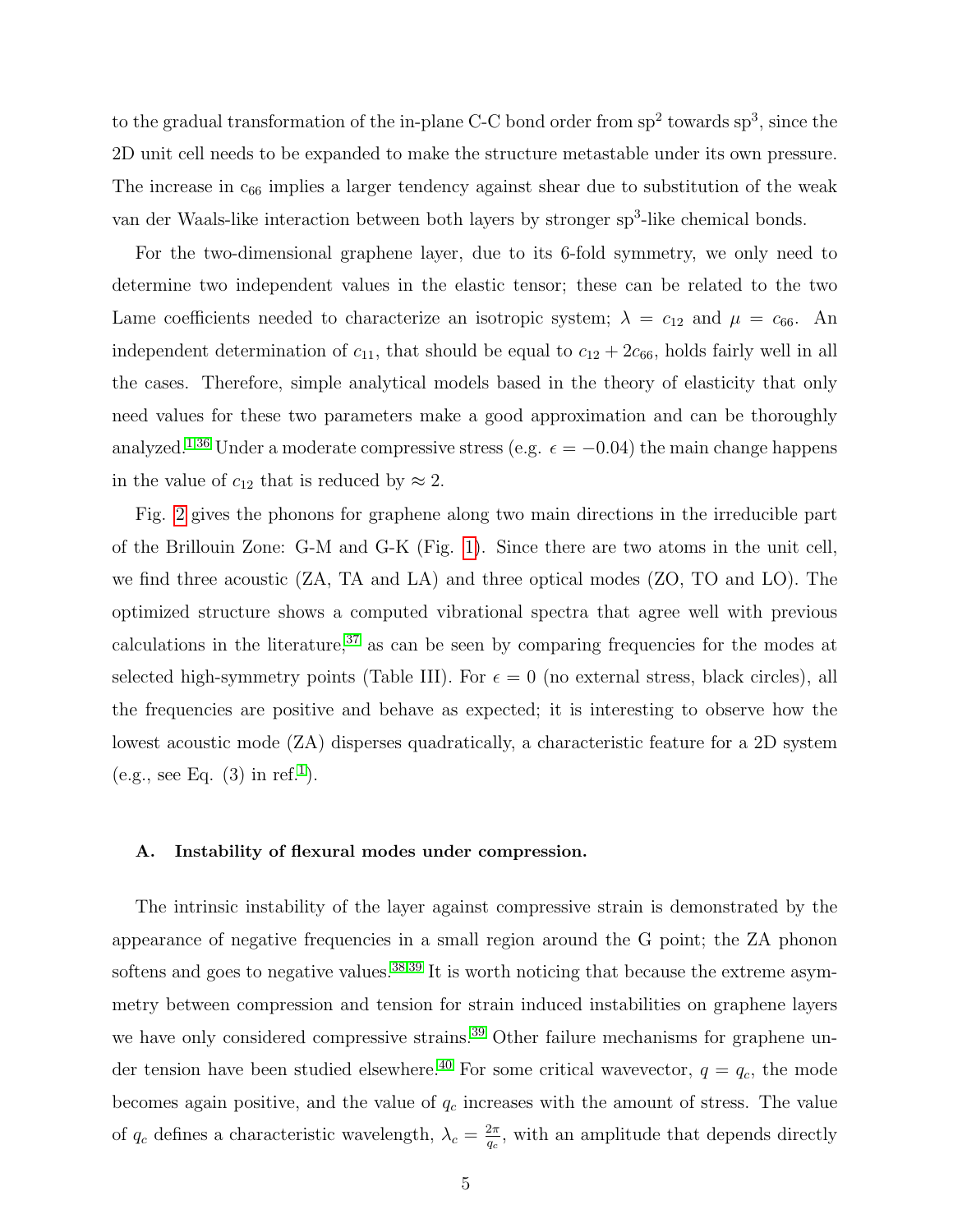to the gradual transformation of the in-plane C-C bond order from $sp^2$ towards $sp^3$, since the 2D unit cell needs to be expanded to make the structure metastable under its own pressure. The increase in $c_{66}$ implies a larger tendency against shear due to substitution of the weak van der Waals-like interaction between both layers by stronger $sp^3$-like chemical bonds.

For the two-dimensional graphene layer, due to its 6-fold symmetry, we only need to determine two independent values in the elastic tensor; these can be related to the two Lame coefficients needed to characterize an isotropic system; $\lambda = c_{12}$ and $\mu = c_{66}$. An independent determination of $c_{11}$, that should be equal to $c_{12} + 2c_{66}$, holds fairly well in all the cases. Therefore, simple analytical models based in the theory of elasticity that only need values for these two parameters make a good approximation and can be thoroughly analyzed.[1,36] Under a moderate compressive stress (e.g. $\epsilon = -0.04$) the main change happens in the value of $c_{12}$ that is reduced by $\approx 2$.

Fig. 2 gives the phonons for graphene along two main directions in the irreducible part of the Brillouin Zone: G-M and G-K (Fig. 1). Since there are two atoms in the unit cell, we find three acoustic (ZA, TA and LA) and three optical modes (ZO, TO and LO). The optimized structure shows a computed vibrational spectra that agree well with previous calculations in the literature,[37] as can be seen by comparing frequencies for the modes at selected high-symmetry points (Table III). For $\epsilon = 0$ (no external stress, black circles), all the frequencies are positive and behave as expected; it is interesting to observe how the lowest acoustic mode (ZA) disperses quadratically, a characteristic feature for a 2D system (e.g., see Eq. (3) in ref.[1]).

### A. Instability of flexural modes under compression.

The intrinsic instability of the layer against compressive strain is demonstrated by the appearance of negative frequencies in a small region around the G point; the ZA phonon softens and goes to negative values.[38,39] It is worth noticing that because the extreme asymmetry between compression and tension for strain induced instabilities on graphene layers we have only considered compressive strains.[39] Other failure mechanisms for graphene under tension have been studied elsewhere.[40] For some critical wavevector, $q = q_c$, the mode becomes again positive, and the value of $q_c$ increases with the amount of stress. The value of $q_c$ defines a characteristic wavelength, $\lambda_c = \frac{2\pi}{q_c}$, with an amplitude that depends directly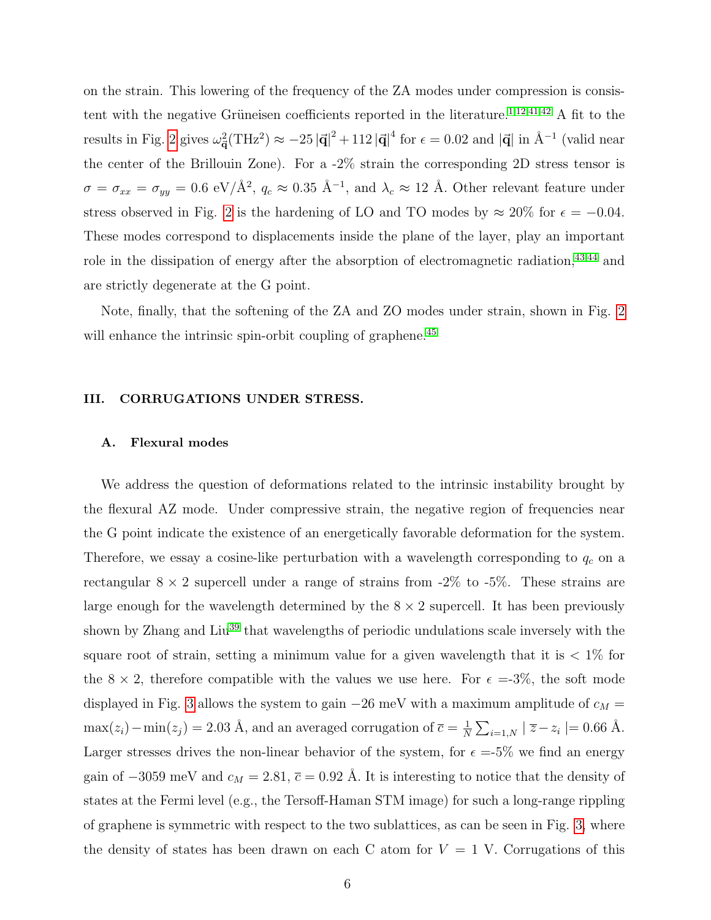on the strain. This lowering of the frequency of the ZA modes under compression is consistent with the negative Grüneisen coefficients reported in the literature.[1,12,41,42] A fit to the results in Fig. 2 gives $\omega^2_{\vec{\mathbf{q}}}(\mathrm{THz}^2) \approx -25\,|\vec{\mathbf{q}}|^2 + 112\,|\vec{\mathbf{q}}|^4$ for $\epsilon = 0.02$ and $|\vec{\mathbf{q}}|$ in Å$^{-1}$ (valid near the center of the Brillouin Zone). For a -2% strain the corresponding 2D stress tensor is $\sigma = \sigma_{xx} = \sigma_{yy} = 0.6$ eV/Å$^2$, $q_c \approx 0.35$ Å$^{-1}$, and $\lambda_c \approx 12$ Å. Other relevant feature under stress observed in Fig. 2 is the hardening of LO and TO modes by $\approx 20\%$ for $\epsilon = -0.04$. These modes correspond to displacements inside the plane of the layer, play an important role in the dissipation of energy after the absorption of electromagnetic radiation,[43,44] and are strictly degenerate at the G point.

Note, finally, that the softening of the ZA and ZO modes under strain, shown in Fig. 2 will enhance the intrinsic spin-orbit coupling of graphene.[45]

## III. CORRUGATIONS UNDER STRESS.

### A. Flexural modes

We address the question of deformations related to the intrinsic instability brought by the flexural AZ mode. Under compressive strain, the negative region of frequencies near the G point indicate the existence of an energetically favorable deformation for the system. Therefore, we essay a cosine-like perturbation with a wavelength corresponding to $q_c$ on a rectangular $8 \times 2$ supercell under a range of strains from -2% to -5%. These strains are large enough for the wavelength determined by the $8 \times 2$ supercell. It has been previously shown by Zhang and Liu[39] that wavelengths of periodic undulations scale inversely with the square root of strain, setting a minimum value for a given wavelength that it is $< 1\%$ for the $8 \times 2$, therefore compatible with the values we use here. For $\epsilon =$-3%, the soft mode displayed in Fig. 3 allows the system to gain $-26$ meV with a maximum amplitude of $c_M = \max(z_i) - \min(z_j) = 2.03$ Å, and an averaged corrugation of $\overline{c} = \frac{1}{N}\sum_{i=1,N} \mid \overline{z} - z_i \mid = 0.66$ Å. Larger stresses drives the non-linear behavior of the system, for $\epsilon =$-5% we find an energy gain of $-3059$ meV and $c_M = 2.81$, $\overline{c} = 0.92$ Å. It is interesting to notice that the density of states at the Fermi level (e.g., the Tersoff-Haman STM image) for such a long-range rippling of graphene is symmetric with respect to the two sublattices, as can be seen in Fig. 3, where the density of states has been drawn on each C atom for $V = 1$ V. Corrugations of this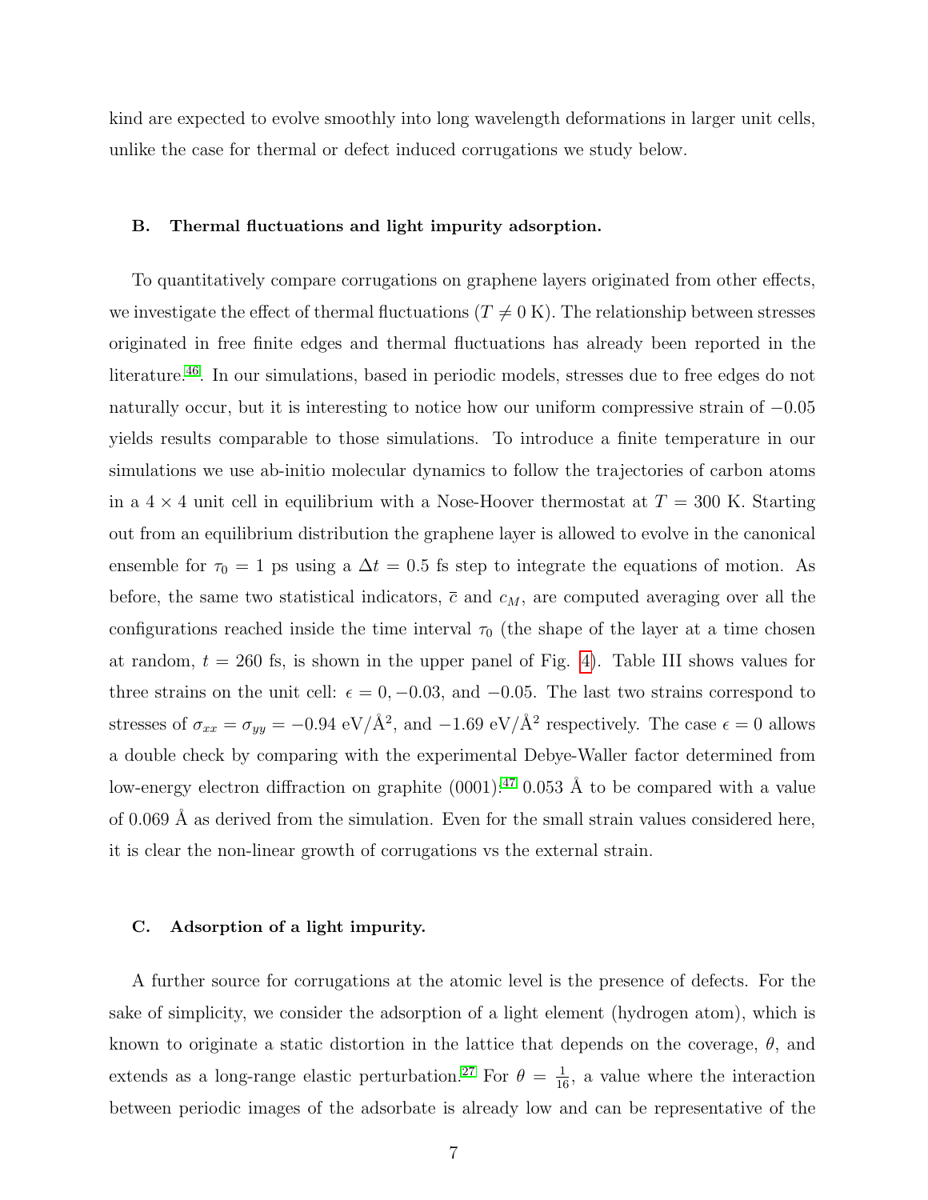kind are expected to evolve smoothly into long wavelength deformations in larger unit cells, unlike the case for thermal or defect induced corrugations we study below.

### B. Thermal fluctuations and light impurity adsorption.

To quantitatively compare corrugations on graphene layers originated from other effects, we investigate the effect of thermal fluctuations ($T \neq 0$ K). The relationship between stresses originated in free finite edges and thermal fluctuations has already been reported in the literature.[46]. In our simulations, based in periodic models, stresses due to free edges do not naturally occur, but it is interesting to notice how our uniform compressive strain of $-0.05$ yields results comparable to those simulations. To introduce a finite temperature in our simulations we use ab-initio molecular dynamics to follow the trajectories of carbon atoms in a $4 \times 4$ unit cell in equilibrium with a Nose-Hoover thermostat at $T = 300$ K. Starting out from an equilibrium distribution the graphene layer is allowed to evolve in the canonical ensemble for $\tau_0 = 1$ ps using a $\Delta t = 0.5$ fs step to integrate the equations of motion. As before, the same two statistical indicators, $\bar{c}$ and $c_M$, are computed averaging over all the configurations reached inside the time interval $\tau_0$ (the shape of the layer at a time chosen at random, $t = 260$ fs, is shown in the upper panel of Fig. 4). Table III shows values for three strains on the unit cell: $\epsilon = 0, -0.03$, and $-0.05$. The last two strains correspond to stresses of $\sigma_{xx} = \sigma_{yy} = -0.94$ eV/Å$^2$, and $-1.69$ eV/Å$^2$ respectively. The case $\epsilon = 0$ allows a double check by comparing with the experimental Debye-Waller factor determined from low-energy electron diffraction on graphite (0001):[47] 0.053 Å to be compared with a value of 0.069 Å as derived from the simulation. Even for the small strain values considered here, it is clear the non-linear growth of corrugations vs the external strain.

### C. Adsorption of a light impurity.

A further source for corrugations at the atomic level is the presence of defects. For the sake of simplicity, we consider the adsorption of a light element (hydrogen atom), which is known to originate a static distortion in the lattice that depends on the coverage, $\theta$, and extends as a long-range elastic perturbation.[27] For $\theta = \frac{1}{16}$, a value where the interaction between periodic images of the adsorbate is already low and can be representative of the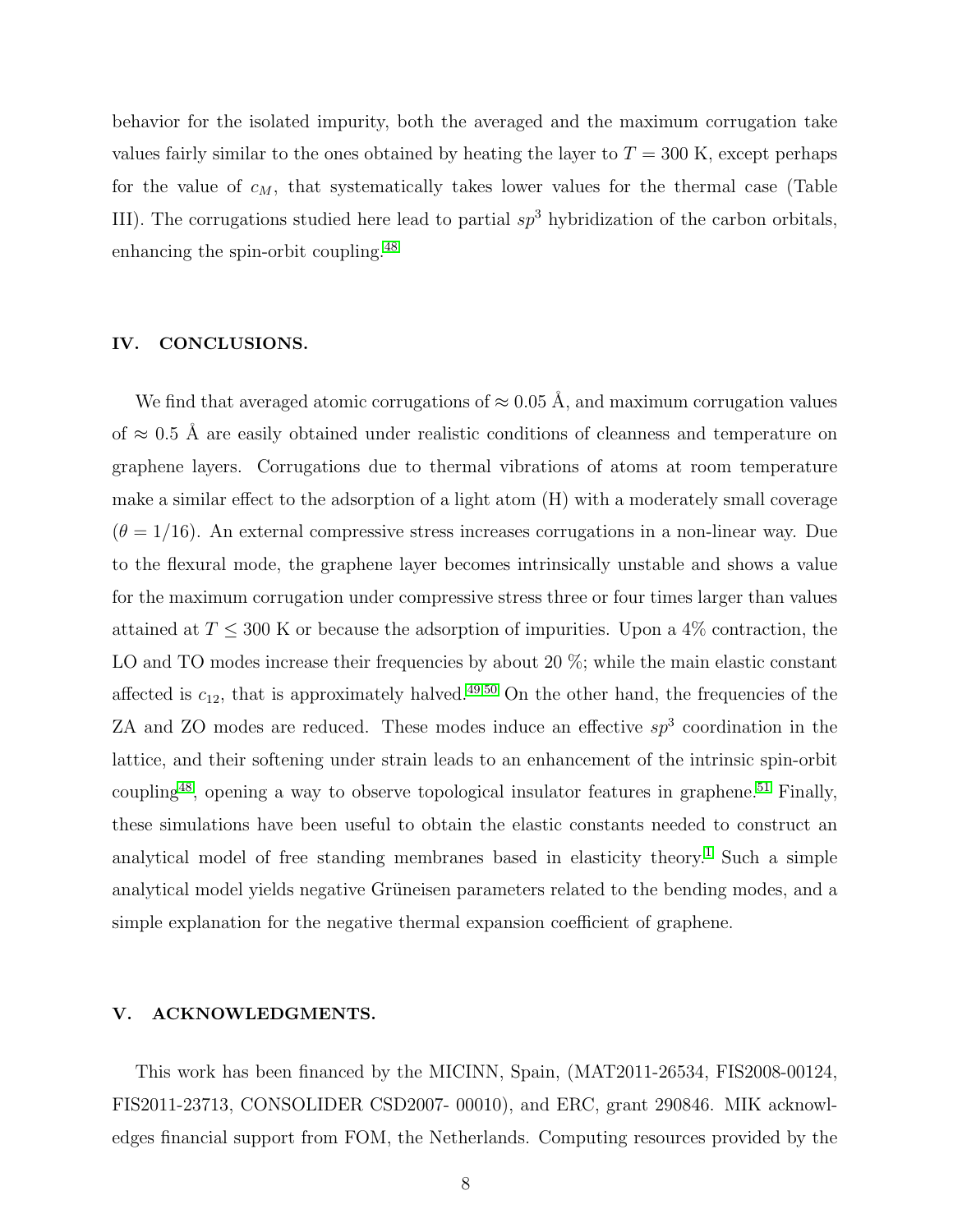behavior for the isolated impurity, both the averaged and the maximum corrugation take values fairly similar to the ones obtained by heating the layer to $T = 300$ K, except perhaps for the value of $c_M$, that systematically takes lower values for the thermal case (Table III). The corrugations studied here lead to partial $sp^3$ hybridization of the carbon orbitals, enhancing the spin-orbit coupling.[48]

## IV. CONCLUSIONS.

We find that averaged atomic corrugations of $\approx 0.05$ Å, and maximum corrugation values of $\approx 0.5$ Å are easily obtained under realistic conditions of cleanness and temperature on graphene layers. Corrugations due to thermal vibrations of atoms at room temperature make a similar effect to the adsorption of a light atom (H) with a moderately small coverage ($\theta = 1/16$). An external compressive stress increases corrugations in a non-linear way. Due to the flexural mode, the graphene layer becomes intrinsically unstable and shows a value for the maximum corrugation under compressive stress three or four times larger than values attained at $T \leq 300$ K or because the adsorption of impurities. Upon a 4% contraction, the LO and TO modes increase their frequencies by about 20 %; while the main elastic constant affected is $c_{12}$, that is approximately halved.[49,50] On the other hand, the frequencies of the ZA and ZO modes are reduced. These modes induce an effective $sp^3$ coordination in the lattice, and their softening under strain leads to an enhancement of the intrinsic spin-orbit coupling[48], opening a way to observe topological insulator features in graphene.[51] Finally, these simulations have been useful to obtain the elastic constants needed to construct an analytical model of free standing membranes based in elasticity theory.[1] Such a simple analytical model yields negative Grüneisen parameters related to the bending modes, and a simple explanation for the negative thermal expansion coefficient of graphene.

## V. ACKNOWLEDGMENTS.

This work has been financed by the MICINN, Spain, (MAT2011-26534, FIS2008-00124, FIS2011-23713, CONSOLIDER CSD2007- 00010), and ERC, grant 290846. MIK acknowledges financial support from FOM, the Netherlands. Computing resources provided by the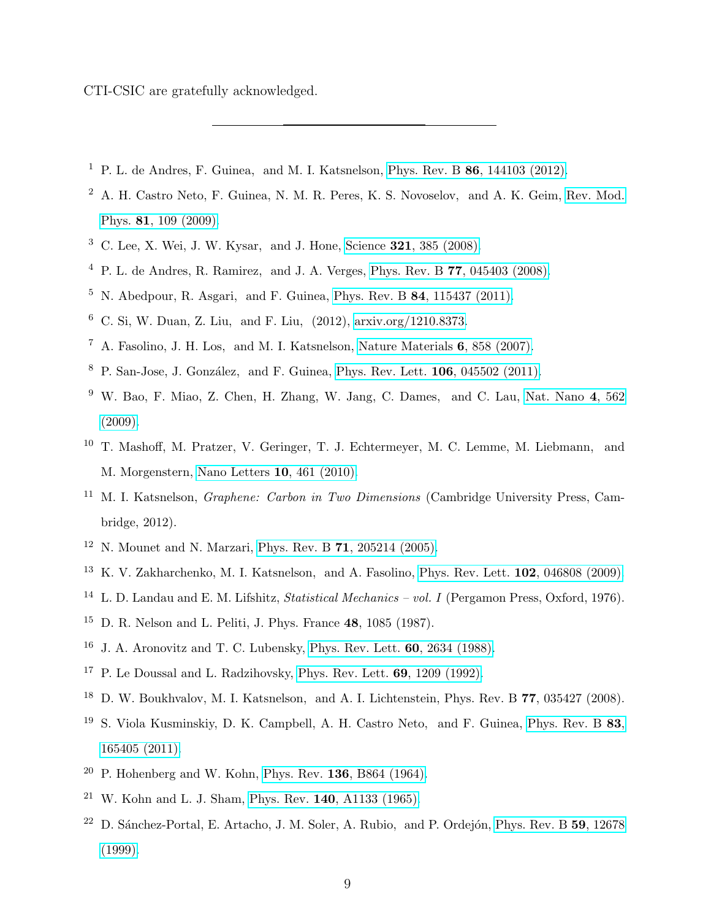CTI-CSIC are gratefully acknowledged.

---

[1] P. L. de Andres, F. Guinea, and M. I. Katsnelson, Phys. Rev. B **86**, 144103 (2012).

[2] A. H. Castro Neto, F. Guinea, N. M. R. Peres, K. S. Novoselov, and A. K. Geim, Rev. Mod. Phys. **81**, 109 (2009).

[3] C. Lee, X. Wei, J. W. Kysar, and J. Hone, Science **321**, 385 (2008).

[4] P. L. de Andres, R. Ramirez, and J. A. Verges, Phys. Rev. B **77**, 045403 (2008).

[5] N. Abedpour, R. Asgari, and F. Guinea, Phys. Rev. B **84**, 115437 (2011).

[6] C. Si, W. Duan, Z. Liu, and F. Liu, (2012), arxiv.org/1210.8373.

[7] A. Fasolino, J. H. Los, and M. I. Katsnelson, Nature Materials **6**, 858 (2007).

[8] P. San-Jose, J. González, and F. Guinea, Phys. Rev. Lett. **106**, 045502 (2011).

[9] W. Bao, F. Miao, Z. Chen, H. Zhang, W. Jang, C. Dames, and C. Lau, Nat. Nano **4**, 562 (2009).

[10] T. Mashoff, M. Pratzer, V. Geringer, T. J. Echtermeyer, M. C. Lemme, M. Liebmann, and M. Morgenstern, Nano Letters **10**, 461 (2010).

[11] M. I. Katsnelson, *Graphene: Carbon in Two Dimensions* (Cambridge University Press, Cambridge, 2012).

[12] N. Mounet and N. Marzari, Phys. Rev. B **71**, 205214 (2005).

[13] K. V. Zakharchenko, M. I. Katsnelson, and A. Fasolino, Phys. Rev. Lett. **102**, 046808 (2009).

[14] L. D. Landau and E. M. Lifshitz, *Statistical Mechanics – vol. I* (Pergamon Press, Oxford, 1976).

[15] D. R. Nelson and L. Peliti, J. Phys. France **48**, 1085 (1987).

[16] J. A. Aronovitz and T. C. Lubensky, Phys. Rev. Lett. **60**, 2634 (1988).

[17] P. Le Doussal and L. Radzihovsky, Phys. Rev. Lett. **69**, 1209 (1992).

[18] D. W. Boukhvalov, M. I. Katsnelson, and A. I. Lichtenstein, Phys. Rev. B **77**, 035427 (2008).

[19] S. Viola Kusminskiy, D. K. Campbell, A. H. Castro Neto, and F. Guinea, Phys. Rev. B **83**, 165405 (2011).

[20] P. Hohenberg and W. Kohn, Phys. Rev. **136**, B864 (1964).

[21] W. Kohn and L. J. Sham, Phys. Rev. **140**, A1133 (1965).

[22] D. Sánchez-Portal, E. Artacho, J. M. Soler, A. Rubio, and P. Ordejón, Phys. Rev. B **59**, 12678 (1999).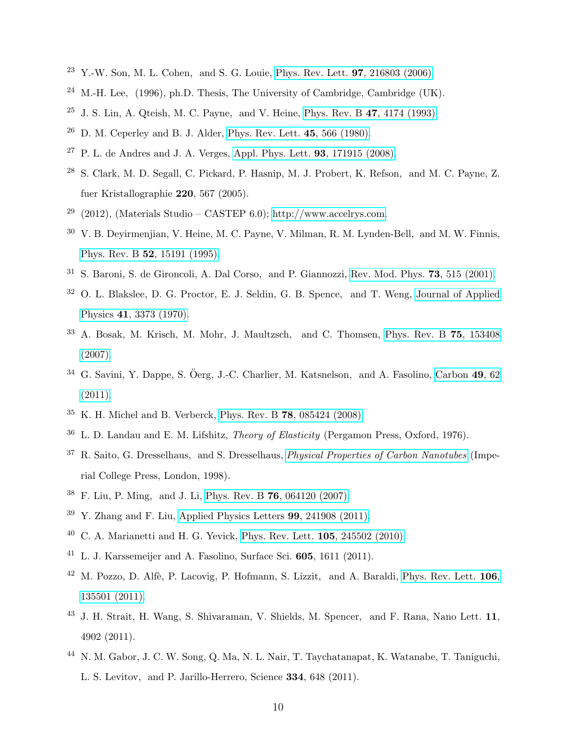[23] Y.-W. Son, M. L. Cohen, and S. G. Louie, Phys. Rev. Lett. **97**, 216803 (2006).

[24] M.-H. Lee, (1996), ph.D. Thesis, The University of Cambridge, Cambridge (UK).

[25] J. S. Lin, A. Qteish, M. C. Payne, and V. Heine, Phys. Rev. B **47**, 4174 (1993).

[26] D. M. Ceperley and B. J. Alder, Phys. Rev. Lett. **45**, 566 (1980).

[27] P. L. de Andres and J. A. Verges, Appl. Phys. Lett. **93**, 171915 (2008).

[28] S. Clark, M. D. Segall, C. Pickard, P. Hasnip, M. J. Probert, K. Refson, and M. C. Payne, Z. fuer Kristallographie **220**, 567 (2005).

[29] (2012), (Materials Studio – CASTEP 6.0); http://www.accelrys.com.

[30] V. B. Deyirmenjian, V. Heine, M. C. Payne, V. Milman, R. M. Lynden-Bell, and M. W. Finnis, Phys. Rev. B **52**, 15191 (1995).

[31] S. Baroni, S. de Gironcoli, A. Dal Corso, and P. Giannozzi, Rev. Mod. Phys. **73**, 515 (2001).

[32] O. L. Blakslee, D. G. Proctor, E. J. Seldin, G. B. Spence, and T. Weng, Journal of Applied Physics **41**, 3373 (1970).

[33] A. Bosak, M. Krisch, M. Mohr, J. Maultzsch, and C. Thomsen, Phys. Rev. B **75**, 153408 (2007).

[34] G. Savini, Y. Dappe, S. Öerg, J.-C. Charlier, M. Katsnelson, and A. Fasolino, Carbon **49**, 62 (2011).

[35] K. H. Michel and B. Verberck, Phys. Rev. B **78**, 085424 (2008).

[36] L. D. Landau and E. M. Lifshitz, *Theory of Elasticity* (Pergamon Press, Oxford, 1976).

[37] R. Saito, G. Dresselhaus, and S. Dresselhaus, *Physical Properties of Carbon Nanotubes* (Imperial College Press, London, 1998).

[38] F. Liu, P. Ming, and J. Li, Phys. Rev. B **76**, 064120 (2007).

[39] Y. Zhang and F. Liu, Applied Physics Letters **99**, 241908 (2011).

[40] C. A. Marianetti and H. G. Yevick, Phys. Rev. Lett. **105**, 245502 (2010).

[41] L. J. Karssemeijer and A. Fasolino, Surface Sci. **605**, 1611 (2011).

[42] M. Pozzo, D. Alfè, P. Lacovig, P. Hofmann, S. Lizzit, and A. Baraldi, Phys. Rev. Lett. **106**, 135501 (2011).

[43] J. H. Strait, H. Wang, S. Shivaraman, V. Shields, M. Spencer, and F. Rana, Nano Lett. **11**, 4902 (2011).

[44] N. M. Gabor, J. C. W. Song, Q. Ma, N. L. Nair, T. Taychatanapat, K. Watanabe, T. Taniguchi, L. S. Levitov, and P. Jarillo-Herrero, Science **334**, 648 (2011).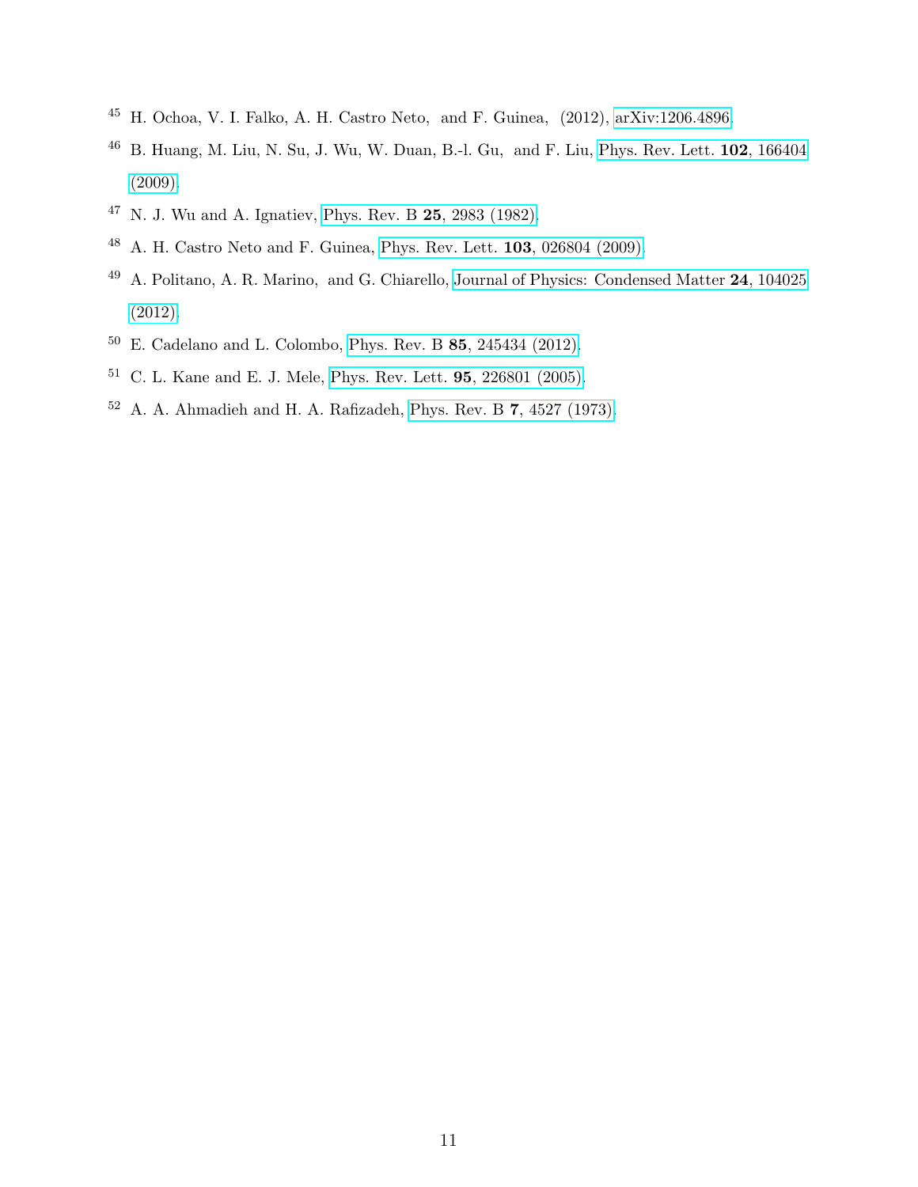[45] H. Ochoa, V. I. Falko, A. H. Castro Neto, and F. Guinea, (2012), arXiv:1206.4896.

[46] B. Huang, M. Liu, N. Su, J. Wu, W. Duan, B.-l. Gu, and F. Liu, Phys. Rev. Lett. **102**, 166404 (2009).

[47] N. J. Wu and A. Ignatiev, Phys. Rev. B **25**, 2983 (1982).

[48] A. H. Castro Neto and F. Guinea, Phys. Rev. Lett. **103**, 026804 (2009).

[49] A. Politano, A. R. Marino, and G. Chiarello, Journal of Physics: Condensed Matter **24**, 104025 (2012).

[50] E. Cadelano and L. Colombo, Phys. Rev. B **85**, 245434 (2012).

[51] C. L. Kane and E. J. Mele, Phys. Rev. Lett. **95**, 226801 (2005).

[52] A. A. Ahmadieh and H. A. Rafizadeh, Phys. Rev. B **7**, 4527 (1973).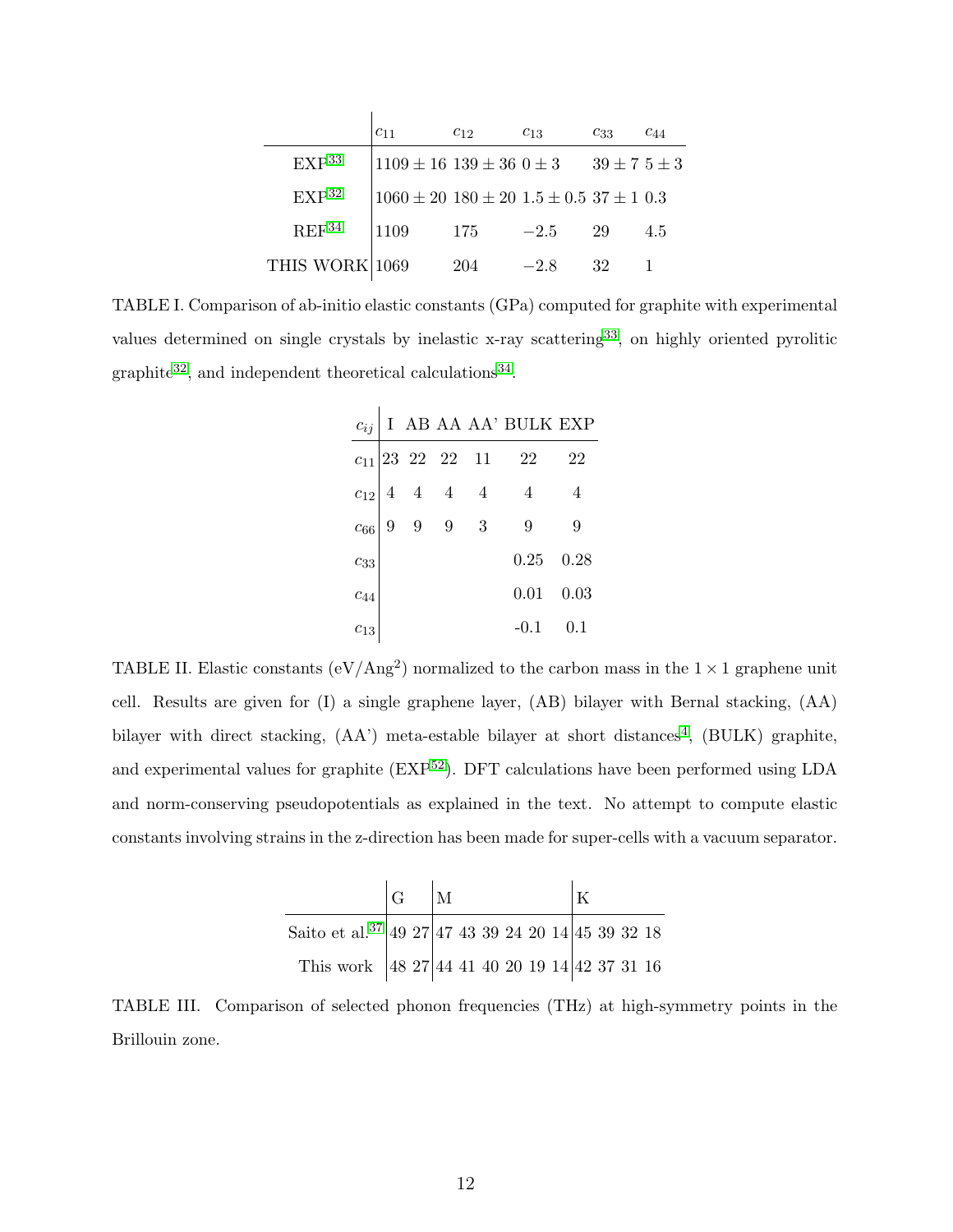| | $c_{11}$ | $c_{12}$ | $c_{13}$ | $c_{33}$ | $c_{44}$ |
|---|---|---|---|---|---|
| EXP[33] | $1109 \pm 16$ | $139 \pm 36$ | $0 \pm 3$ | $39 \pm 7$ | $5 \pm 3$ |
| EXP[32] | $1060 \pm 20$ | $180 \pm 20$ | $1.5 \pm 0.5$ | $37 \pm 1$ | 0.3 |
| REF[34] | 1109 | 175 | $-2.5$ | 29 | 4.5 |
| THIS WORK | 1069 | 204 | $-2.8$ | 32 | 1 |

TABLE I. Comparison of ab-initio elastic constants (GPa) computed for graphite with experimental values determined on single crystals by inelastic x-ray scattering[33], on highly oriented pyrolitic graphite[32], and independent theoretical calculations[34].

| $c_{ij}$ | I | AB | AA | AA' | BULK | EXP |
|---|---|---|---|---|---|---|
| $c_{11}$ | 23 | 22 | 22 | 11 | 22 | 22 |
| $c_{12}$ | 4 | 4 | 4 | 4 | 4 | 4 |
| $c_{66}$ | 9 | 9 | 9 | 3 | 9 | 9 |
| $c_{33}$ | | | | | 0.25 | 0.28 |
| $c_{44}$ | | | | | 0.01 | 0.03 |
| $c_{13}$ | | | | | -0.1 | 0.1 |

TABLE II. Elastic constants (eV/Ang$^2$) normalized to the carbon mass in the $1 \times 1$ graphene unit cell. Results are given for (I) a single graphene layer, (AB) bilayer with Bernal stacking, (AA) bilayer with direct stacking, (AA') meta-estable bilayer at short distances[4], (BULK) graphite, and experimental values for graphite (EXP[52]). DFT calculations have been performed using LDA and norm-conserving pseudopotentials as explained in the text. No attempt to compute elastic constants involving strains in the z-direction has been made for super-cells with a vacuum separator.

| | G | | M | | | | | | K | | | |
|---|---|---|---|---|---|---|---|---|---|---|---|---|
| Saito et al.[37] | 49 | 27 | 47 | 43 | 39 | 24 | 20 | 14 | 45 | 39 | 32 | 18 |
| This work | 48 | 27 | 44 | 41 | 40 | 20 | 19 | 14 | 42 | 37 | 31 | 16 |

TABLE III. Comparison of selected phonon frequencies (THz) at high-symmetry points in the Brillouin zone.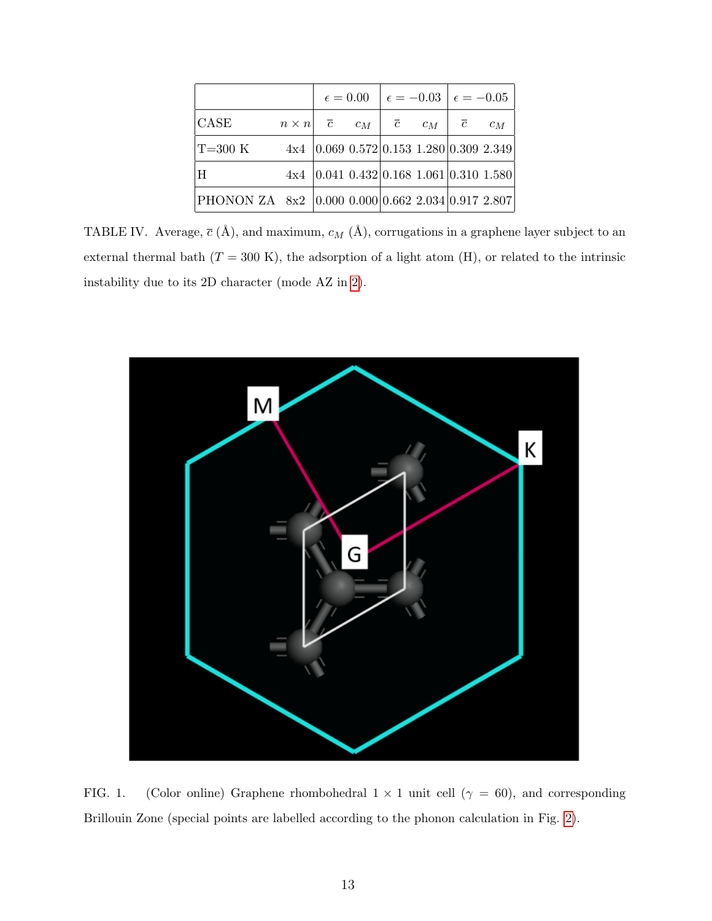| | | $\epsilon = 0.00$ | | $\epsilon = -0.03$ | | $\epsilon = -0.05$ | |
|---|---|---|---|---|---|---|---|
| CASE | $n \times n$ | $\bar{c}$ | $c_M$ | $\bar{c}$ | $c_M$ | $\bar{c}$ | $c_M$ |
| T=300 K | 4x4 | 0.069 | 0.572 | 0.153 | 1.280 | 0.309 | 2.349 |
| H | 4x4 | 0.041 | 0.432 | 0.168 | 1.061 | 0.310 | 1.580 |
| PHONON ZA | 8x2 | 0.000 | 0.000 | 0.662 | 2.034 | 0.917 | 2.807 |

TABLE IV. Average, $\bar{c}$ (Å), and maximum, $c_M$ (Å), corrugations in a graphene layer subject to an external thermal bath ($T = 300$ K), the adsorption of a light atom (H), or related to the intrinsic instability due to its 2D character (mode AZ in 2).

FIG. 1. (Color online) Graphene rhombohedral $1 \times 1$ unit cell ($\gamma = 60$), and corresponding Brillouin Zone (special points are labelled according to the phonon calculation in Fig. 2).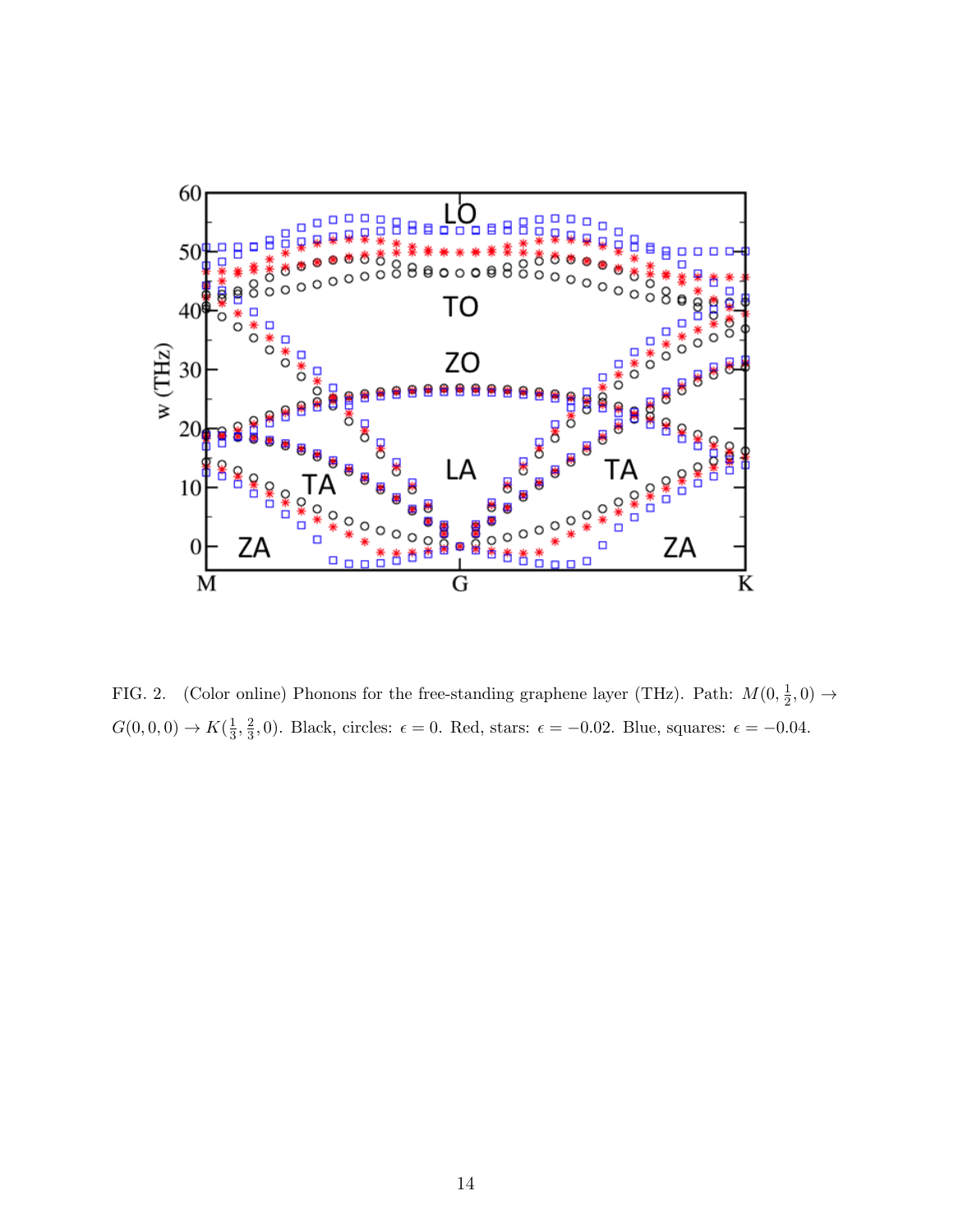FIG. 2. (Color online) Phonons for the free-standing graphene layer (THz). Path: $M(0, \frac{1}{2}, 0) \rightarrow G(0, 0, 0) \rightarrow K(\frac{1}{3}, \frac{2}{3}, 0)$. Black, circles: $\epsilon = 0$. Red, stars: $\epsilon = -0.02$. Blue, squares: $\epsilon = -0.04$.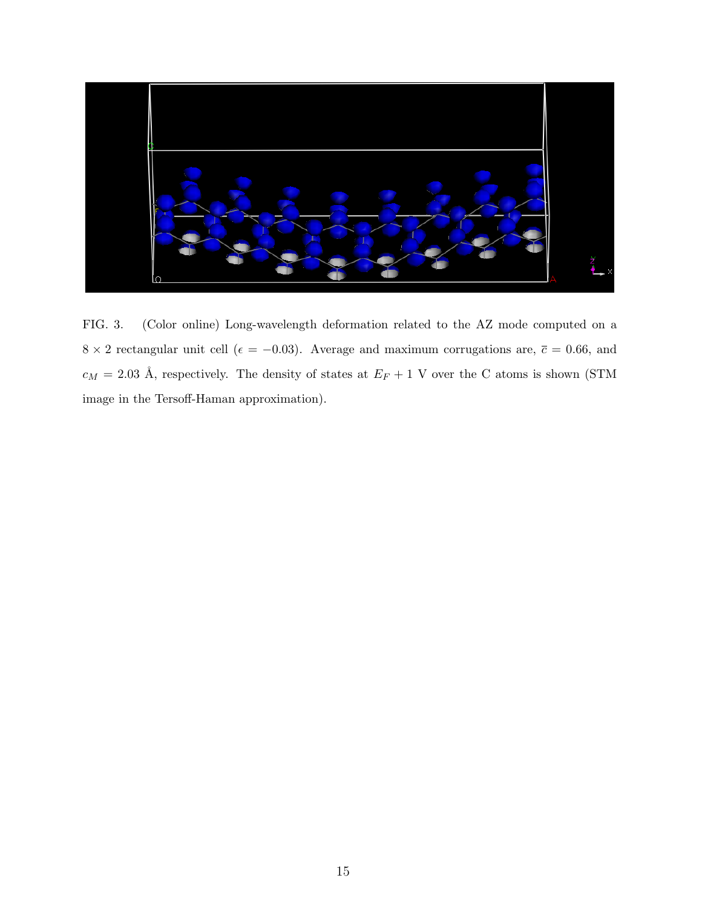FIG. 3. (Color online) Long-wavelength deformation related to the AZ mode computed on a $8 \times 2$ rectangular unit cell ($\epsilon = -0.03$). Average and maximum corrugations are, $\bar{c} = 0.66$, and $c_M = 2.03$ Å, respectively. The density of states at $E_F + 1$ V over the C atoms is shown (STM image in the Tersoff-Haman approximation).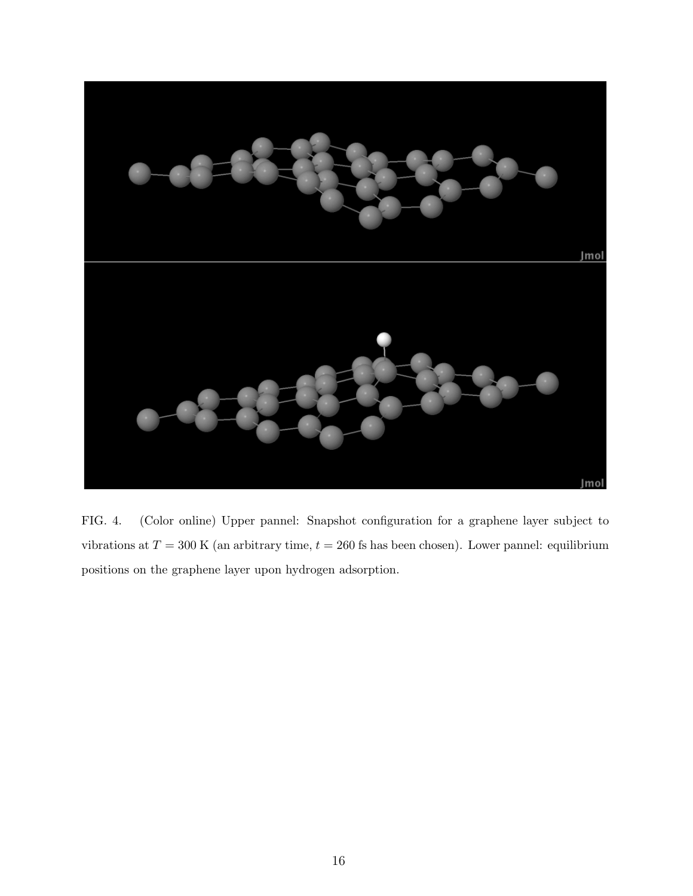Jmol

Jmol

FIG. 4. (Color online) Upper pannel: Snapshot configuration for a graphene layer subject to vibrations at $T = 300$ K (an arbitrary time, $t = 260$ fs has been chosen). Lower pannel: equilibrium positions on the graphene layer upon hydrogen adsorption.